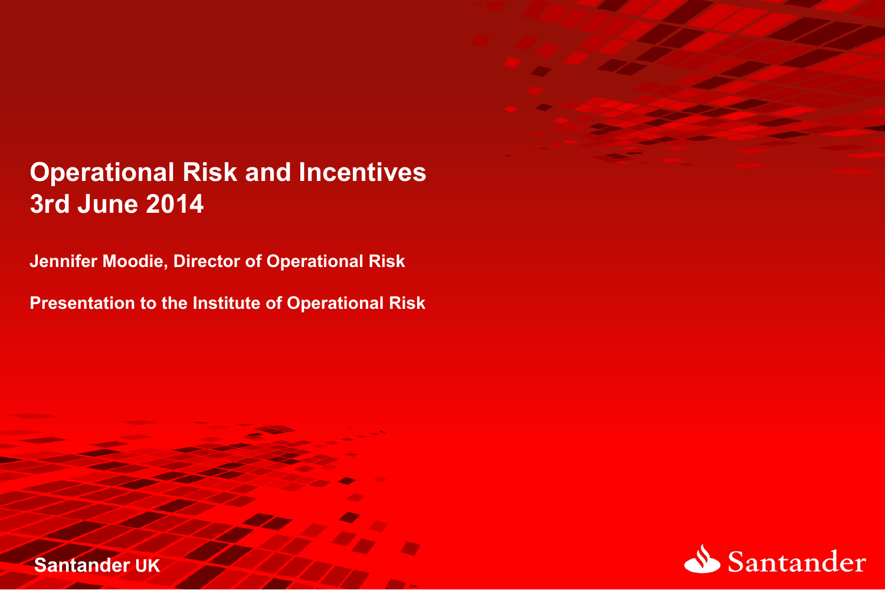# Operational Risk and Incentives
# 3rd June 2014

**Jennifer Moodie, Director of Operational Risk**

**Presentation to the Institute of Operational Risk**

Santander UK

Santander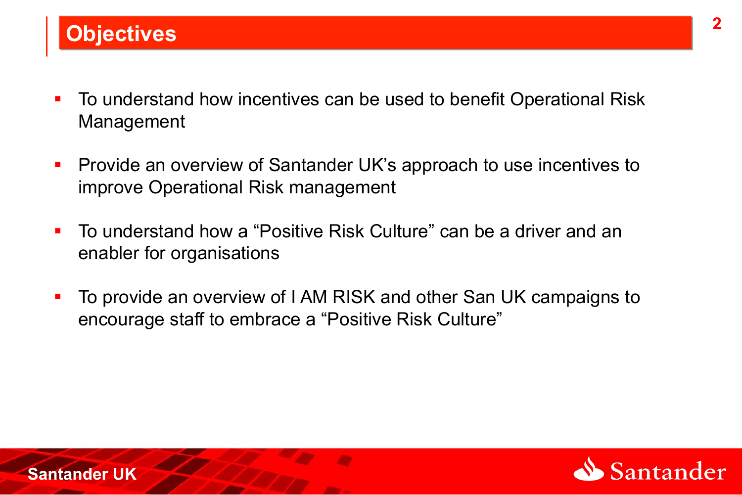# Objectives

- To understand how incentives can be used to benefit Operational Risk Management
- Provide an overview of Santander UK's approach to use incentives to improve Operational Risk management
- To understand how a "Positive Risk Culture" can be a driver and an enabler for organisations
- To provide an overview of I AM RISK and other San UK campaigns to encourage staff to embrace a "Positive Risk Culture"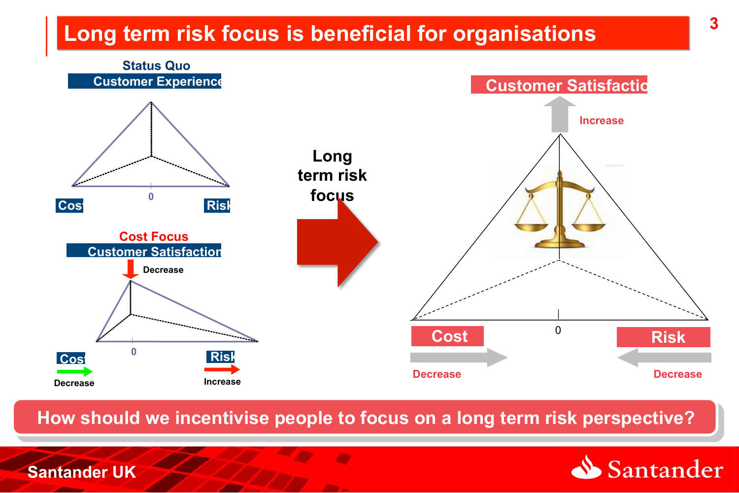# Long term risk focus is beneficial for organisations

**Status Quo**

Customer Experience

Cost — 0 — Risk

**Cost Focus**

Customer Satisfaction

Decrease

Cost — 0 — Risk

Decrease — Increase

**Long term risk focus**

Customer Satisfaction

Increase

Cost — 0 — Risk

Decrease — Decrease

**How should we incentivise people to focus on a long term risk perspective?**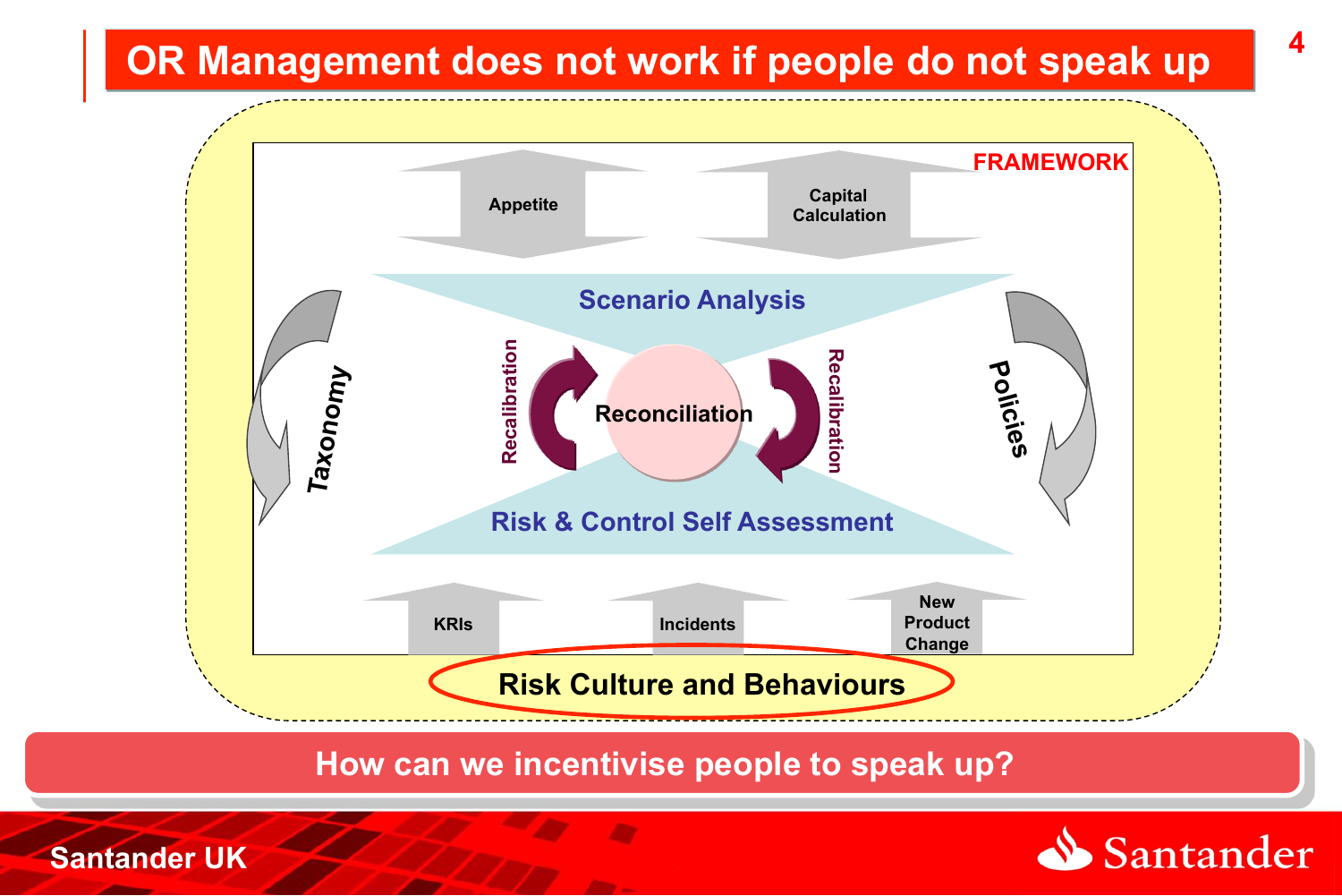# OR Management does not work if people do not speak up

FRAMEWORK

Appetite

Capital Calculation

Scenario Analysis

Taxonomy

Recalibration

Reconciliation

Recalibration

Policies

Risk & Control Self Assessment

KRIs

Incidents

New Product Change

Risk Culture and Behaviours

**How can we incentivise people to speak up?**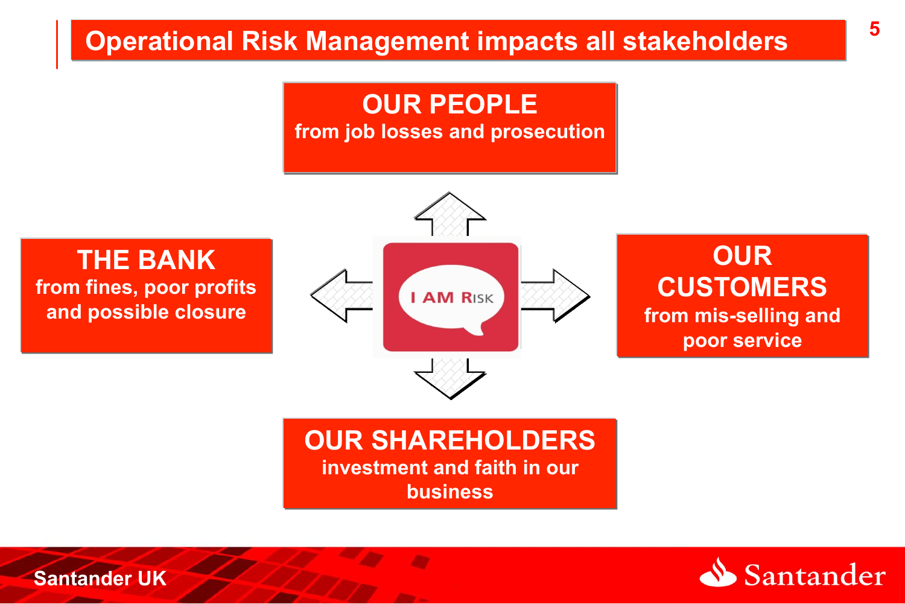# Operational Risk Management impacts all stakeholders

**OUR PEOPLE**
from job losses and prosecution

**THE BANK**
from fines, poor profits and possible closure

I AM RISK

**OUR CUSTOMERS**
from mis-selling and poor service

**OUR SHAREHOLDERS**
investment and faith in our business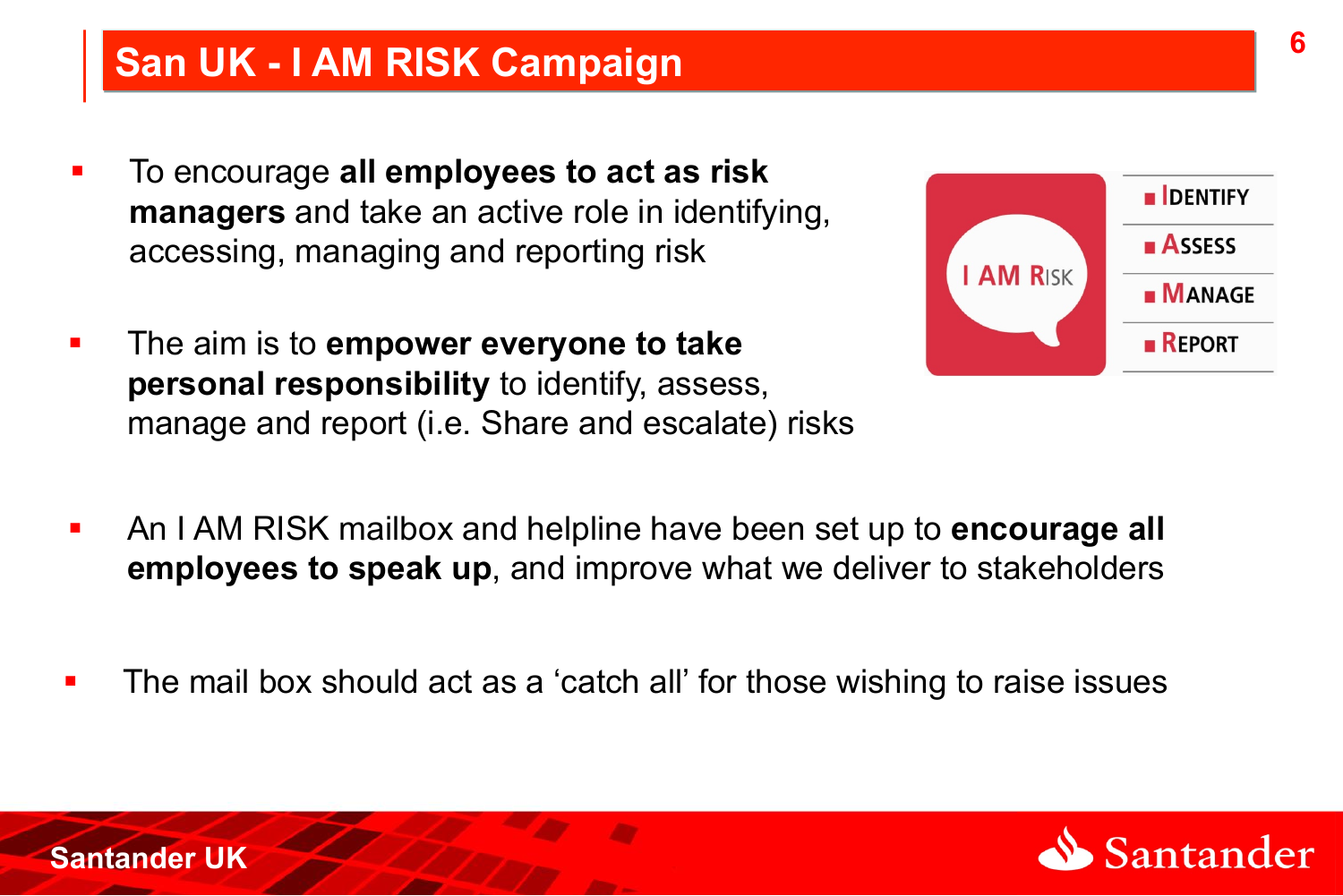# San UK - I AM RISK Campaign

- To encourage **all employees to act as risk managers** and take an active role in identifying, accessing, managing and reporting risk

- The aim is to **empower everyone to take personal responsibility** to identify, assess, manage and report (i.e. Share and escalate) risks

I AM RISK

- IDENTIFY
- ASSESS
- MANAGE
- REPORT

- An I AM RISK mailbox and helpline have been set up to **encourage all employees to speak up**, and improve what we deliver to stakeholders

- The mail box should act as a 'catch all' for those wishing to raise issues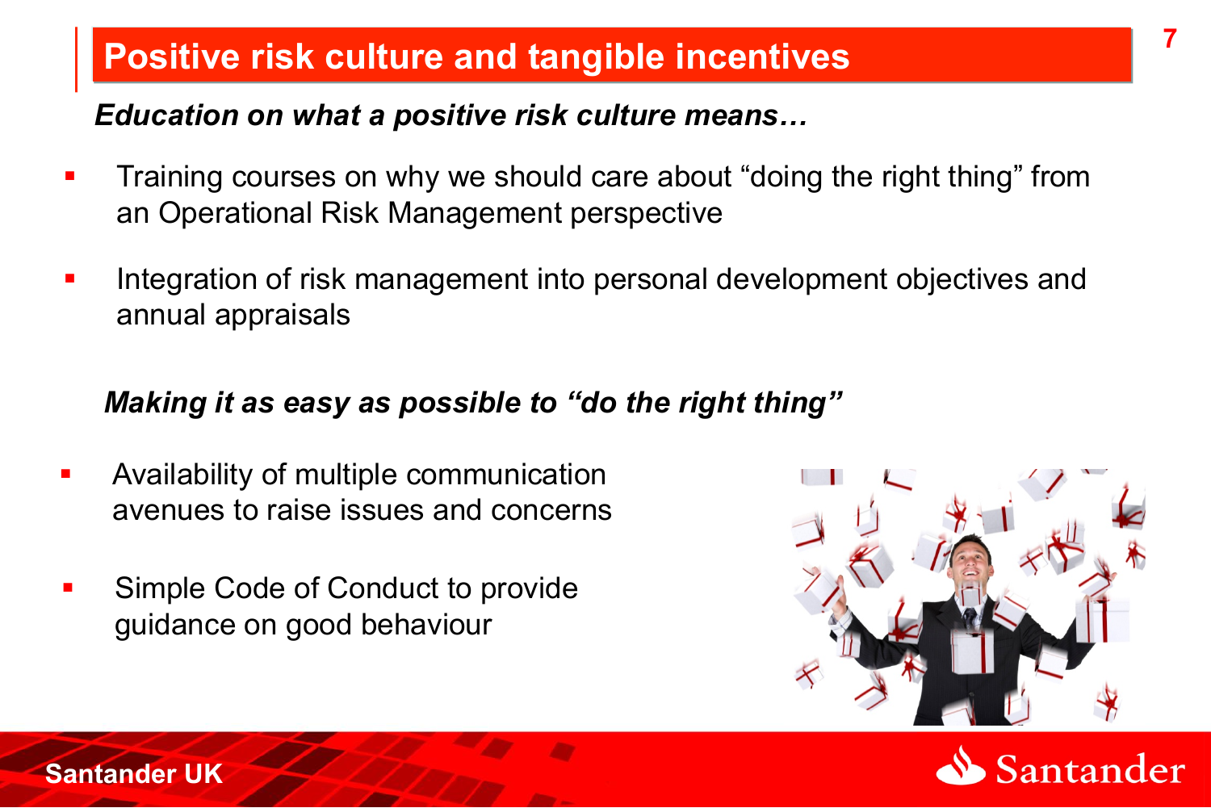# Positive risk culture and tangible incentives

***Education on what a positive risk culture means…***

- Training courses on why we should care about "doing the right thing" from an Operational Risk Management perspective
- Integration of risk management into personal development objectives and annual appraisals

***Making it as easy as possible to "do the right thing"***

- Availability of multiple communication avenues to raise issues and concerns
- Simple Code of Conduct to provide guidance on good behaviour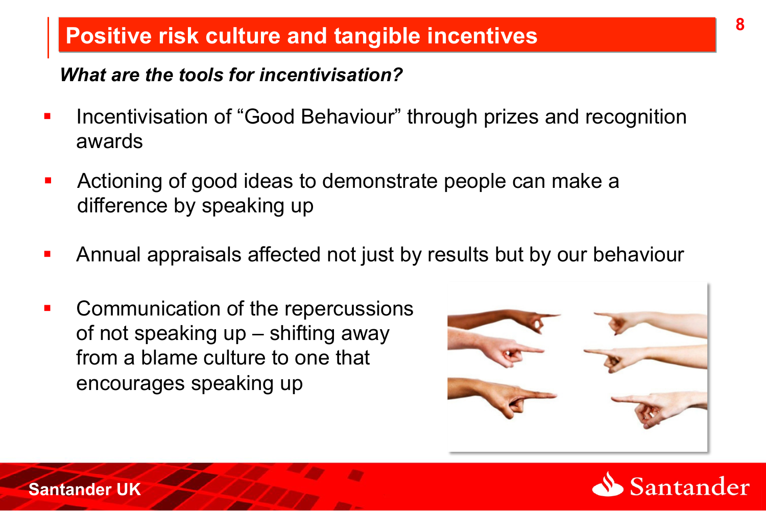# Positive risk culture and tangible incentives

***What are the tools for incentivisation?***

- Incentivisation of “Good Behaviour” through prizes and recognition awards
- Actioning of good ideas to demonstrate people can make a difference by speaking up
- Annual appraisals affected not just by results but by our behaviour
- Communication of the repercussions of not speaking up – shifting away from a blame culture to one that encourages speaking up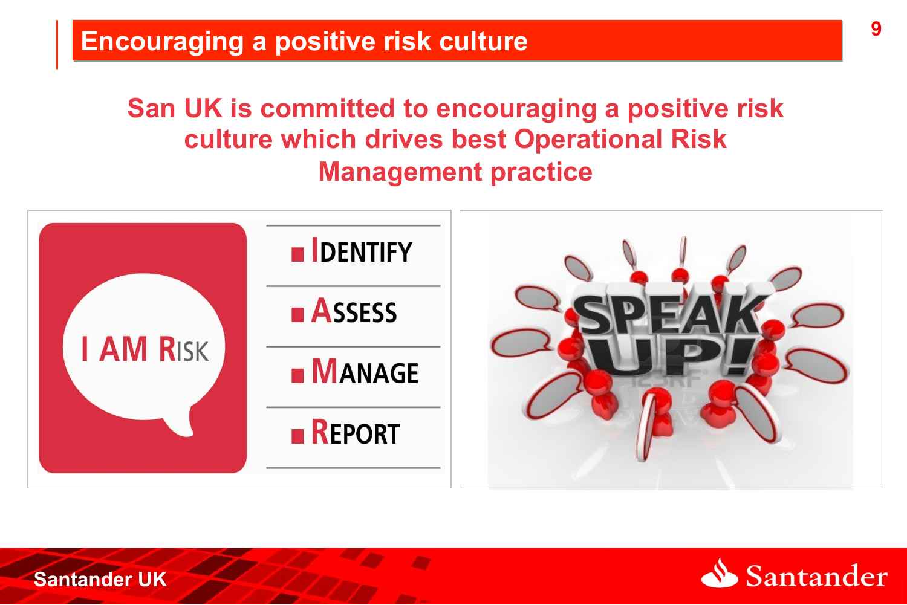# Encouraging a positive risk culture

**San UK is committed to encouraging a positive risk culture which drives best Operational Risk Management practice**

I AM RISK

- IDENTIFY
- ASSESS
- MANAGE
- REPORT

SPEAK UP!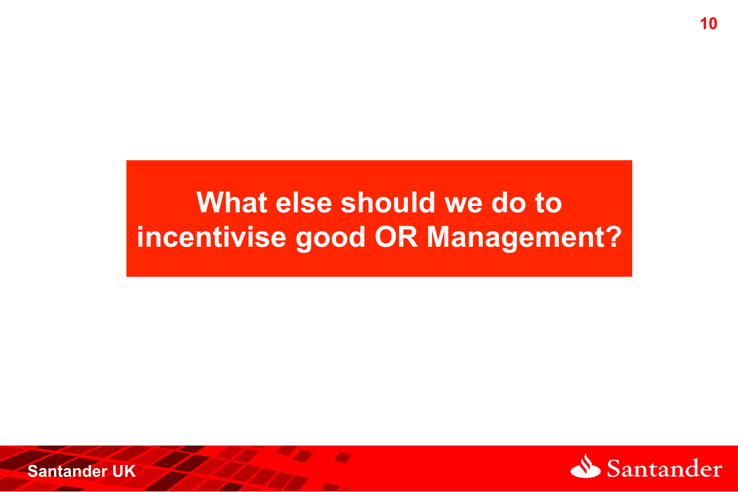# What else should we do to incentivise good OR Management?